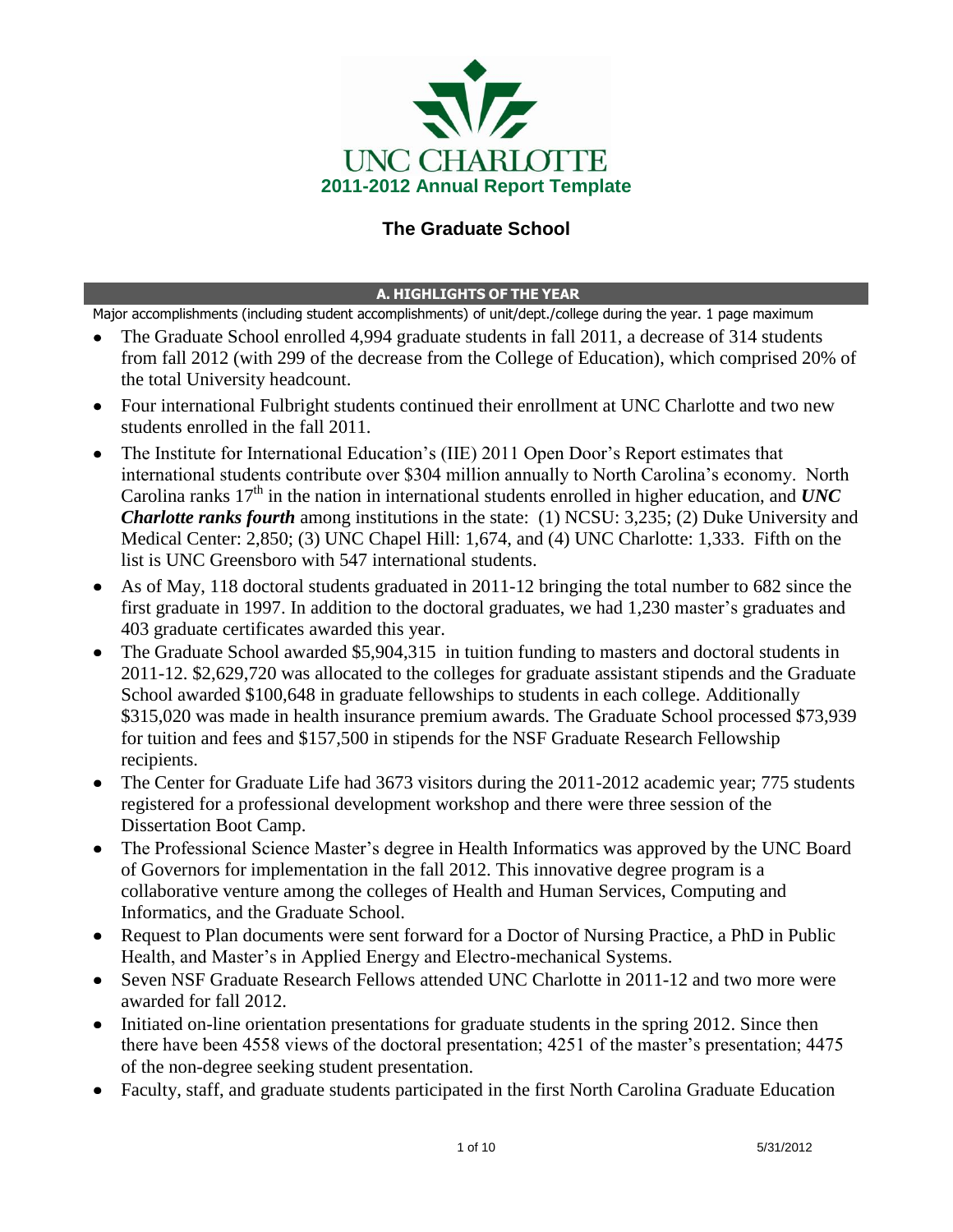UNC CHARLOTTE

**2011-2012 Annual Report Template**

# The Graduate School

## A. HIGHLIGHTS OF THE YEAR

Major accomplishments (including student accomplishments) of unit/dept./college during the year. 1 page maximum

- The Graduate School enrolled 4,994 graduate students in fall 2011, a decrease of 314 students from fall 2012 (with 299 of the decrease from the College of Education), which comprised 20% of the total University headcount.
- Four international Fulbright students continued their enrollment at UNC Charlotte and two new students enrolled in the fall 2011.
- The Institute for International Education's (IIE) 2011 Open Door's Report estimates that international students contribute over $304 million annually to North Carolina's economy. North Carolina ranks 17th in the nation in international students enrolled in higher education, and ***UNC Charlotte ranks fourth*** among institutions in the state: (1) NCSU: 3,235; (2) Duke University and Medical Center: 2,850; (3) UNC Chapel Hill: 1,674, and (4) UNC Charlotte: 1,333. Fifth on the list is UNC Greensboro with 547 international students.
- As of May, 118 doctoral students graduated in 2011-12 bringing the total number to 682 since the first graduate in 1997. In addition to the doctoral graduates, we had 1,230 master's graduates and 403 graduate certificates awarded this year.
- The Graduate School awarded $5,904,315 in tuition funding to masters and doctoral students in 2011-12. $2,629,720 was allocated to the colleges for graduate assistant stipends and the Graduate School awarded $100,648 in graduate fellowships to students in each college. Additionally $315,020 was made in health insurance premium awards. The Graduate School processed $73,939 for tuition and fees and $157,500 in stipends for the NSF Graduate Research Fellowship recipients.
- The Center for Graduate Life had 3673 visitors during the 2011-2012 academic year; 775 students registered for a professional development workshop and there were three session of the Dissertation Boot Camp.
- The Professional Science Master's degree in Health Informatics was approved by the UNC Board of Governors for implementation in the fall 2012. This innovative degree program is a collaborative venture among the colleges of Health and Human Services, Computing and Informatics, and the Graduate School.
- Request to Plan documents were sent forward for a Doctor of Nursing Practice, a PhD in Public Health, and Master's in Applied Energy and Electro-mechanical Systems.
- Seven NSF Graduate Research Fellows attended UNC Charlotte in 2011-12 and two more were awarded for fall 2012.
- Initiated on-line orientation presentations for graduate students in the spring 2012. Since then there have been 4558 views of the doctoral presentation; 4251 of the master's presentation; 4475 of the non-degree seeking student presentation.
- Faculty, staff, and graduate students participated in the first North Carolina Graduate Education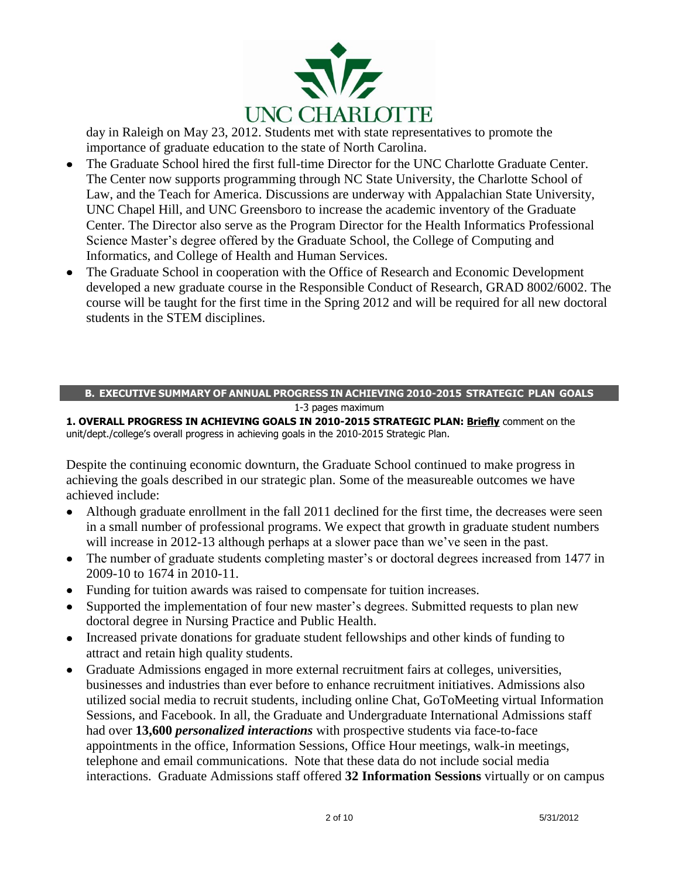day in Raleigh on May 23, 2012. Students met with state representatives to promote the importance of graduate education to the state of North Carolina.

- The Graduate School hired the first full-time Director for the UNC Charlotte Graduate Center. The Center now supports programming through NC State University, the Charlotte School of Law, and the Teach for America. Discussions are underway with Appalachian State University, UNC Chapel Hill, and UNC Greensboro to increase the academic inventory of the Graduate Center. The Director also serve as the Program Director for the Health Informatics Professional Science Master's degree offered by the Graduate School, the College of Computing and Informatics, and College of Health and Human Services.
- The Graduate School in cooperation with the Office of Research and Economic Development developed a new graduate course in the Responsible Conduct of Research, GRAD 8002/6002. The course will be taught for the first time in the Spring 2012 and will be required for all new doctoral students in the STEM disciplines.

## B. EXECUTIVE SUMMARY OF ANNUAL PROGRESS IN ACHIEVING 2010-2015 STRATEGIC PLAN GOALS

1-3 pages maximum

**1. OVERALL PROGRESS IN ACHIEVING GOALS IN 2010-2015 STRATEGIC PLAN:** **Briefly** comment on the unit/dept./college's overall progress in achieving goals in the 2010-2015 Strategic Plan.

Despite the continuing economic downturn, the Graduate School continued to make progress in achieving the goals described in our strategic plan. Some of the measureable outcomes we have achieved include:

- Although graduate enrollment in the fall 2011 declined for the first time, the decreases were seen in a small number of professional programs. We expect that growth in graduate student numbers will increase in 2012-13 although perhaps at a slower pace than we've seen in the past.
- The number of graduate students completing master's or doctoral degrees increased from 1477 in 2009-10 to 1674 in 2010-11.
- Funding for tuition awards was raised to compensate for tuition increases.
- Supported the implementation of four new master's degrees. Submitted requests to plan new doctoral degree in Nursing Practice and Public Health.
- Increased private donations for graduate student fellowships and other kinds of funding to attract and retain high quality students.
- Graduate Admissions engaged in more external recruitment fairs at colleges, universities, businesses and industries than ever before to enhance recruitment initiatives. Admissions also utilized social media to recruit students, including online Chat, GoToMeeting virtual Information Sessions, and Facebook. In all, the Graduate and Undergraduate International Admissions staff had over **13,600** ***personalized interactions*** with prospective students via face-to-face appointments in the office, Information Sessions, Office Hour meetings, walk-in meetings, telephone and email communications. Note that these data do not include social media interactions. Graduate Admissions staff offered **32 Information Sessions** virtually or on campus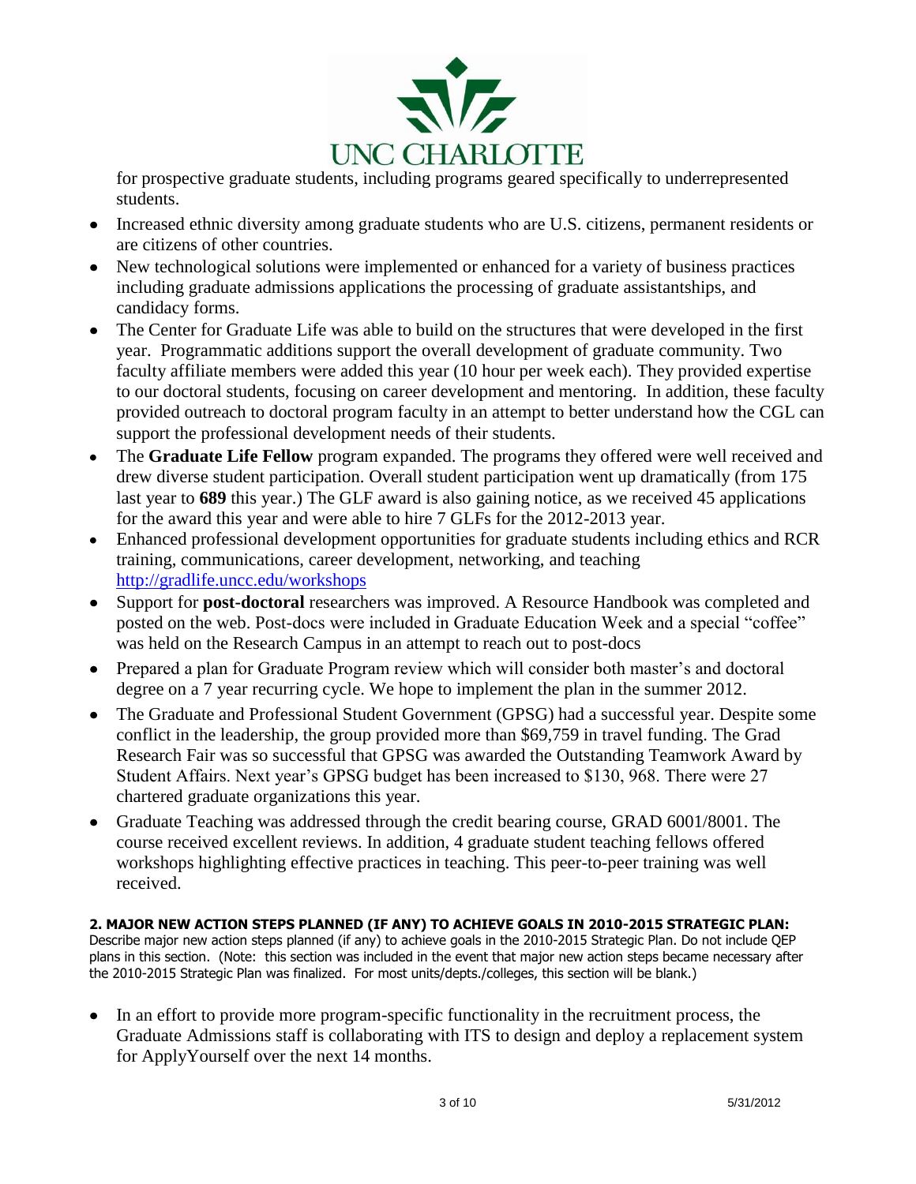for prospective graduate students, including programs geared specifically to underrepresented students.

- Increased ethnic diversity among graduate students who are U.S. citizens, permanent residents or are citizens of other countries.
- New technological solutions were implemented or enhanced for a variety of business practices including graduate admissions applications the processing of graduate assistantships, and candidacy forms.
- The Center for Graduate Life was able to build on the structures that were developed in the first year. Programmatic additions support the overall development of graduate community. Two faculty affiliate members were added this year (10 hour per week each). They provided expertise to our doctoral students, focusing on career development and mentoring. In addition, these faculty provided outreach to doctoral program faculty in an attempt to better understand how the CGL can support the professional development needs of their students.
- The **Graduate Life Fellow** program expanded. The programs they offered were well received and drew diverse student participation. Overall student participation went up dramatically (from 175 last year to **689** this year.) The GLF award is also gaining notice, as we received 45 applications for the award this year and were able to hire 7 GLFs for the 2012-2013 year.
- Enhanced professional development opportunities for graduate students including ethics and RCR training, communications, career development, networking, and teaching http://gradlife.uncc.edu/workshops
- Support for **post-doctoral** researchers was improved. A Resource Handbook was completed and posted on the web. Post-docs were included in Graduate Education Week and a special "coffee" was held on the Research Campus in an attempt to reach out to post-docs
- Prepared a plan for Graduate Program review which will consider both master's and doctoral degree on a 7 year recurring cycle. We hope to implement the plan in the summer 2012.
- The Graduate and Professional Student Government (GPSG) had a successful year. Despite some conflict in the leadership, the group provided more than $69,759 in travel funding. The Grad Research Fair was so successful that GPSG was awarded the Outstanding Teamwork Award by Student Affairs. Next year's GPSG budget has been increased to $130, 968. There were 27 chartered graduate organizations this year.
- Graduate Teaching was addressed through the credit bearing course, GRAD 6001/8001. The course received excellent reviews. In addition, 4 graduate student teaching fellows offered workshops highlighting effective practices in teaching. This peer-to-peer training was well received.

**2. MAJOR NEW ACTION STEPS PLANNED (IF ANY) TO ACHIEVE GOALS IN 2010-2015 STRATEGIC PLAN:**
Describe major new action steps planned (if any) to achieve goals in the 2010-2015 Strategic Plan. Do not include QEP plans in this section. (Note: this section was included in the event that major new action steps became necessary after the 2010-2015 Strategic Plan was finalized. For most units/depts./colleges, this section will be blank.)

- In an effort to provide more program-specific functionality in the recruitment process, the Graduate Admissions staff is collaborating with ITS to design and deploy a replacement system for ApplyYourself over the next 14 months.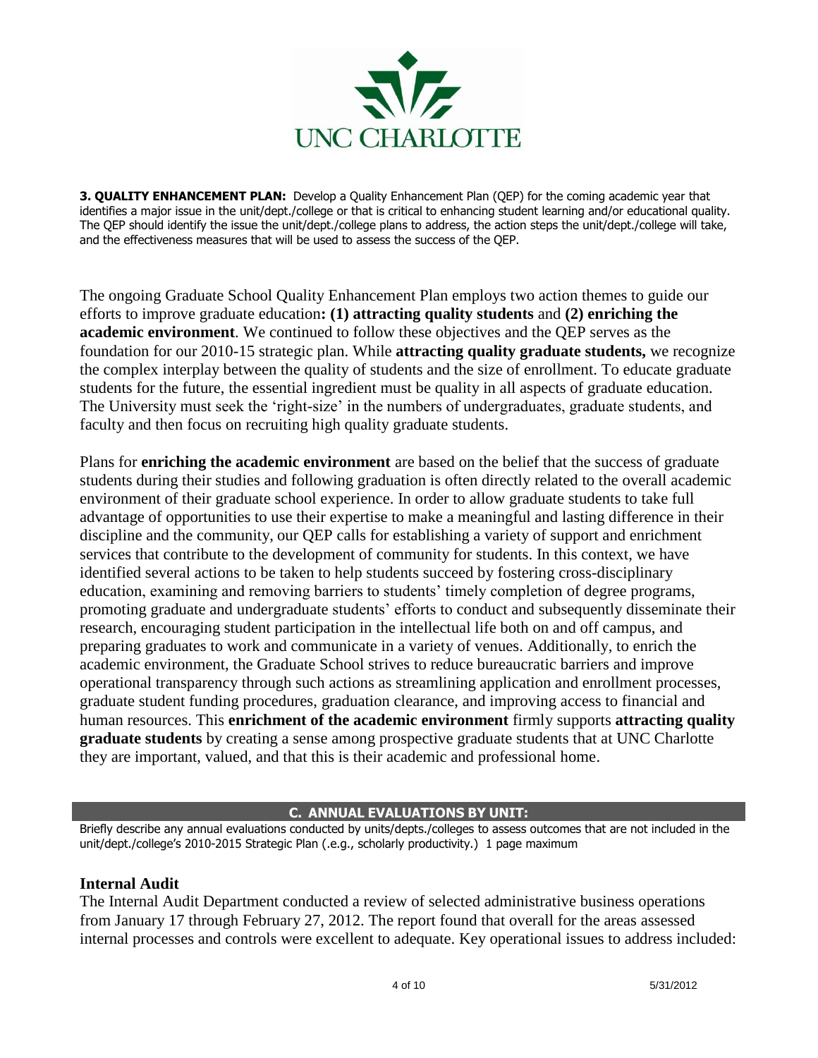**3. QUALITY ENHANCEMENT PLAN:** Develop a Quality Enhancement Plan (QEP) for the coming academic year that identifies a major issue in the unit/dept./college or that is critical to enhancing student learning and/or educational quality. The QEP should identify the issue the unit/dept./college plans to address, the action steps the unit/dept./college will take, and the effectiveness measures that will be used to assess the success of the QEP.

The ongoing Graduate School Quality Enhancement Plan employs two action themes to guide our efforts to improve graduate education**: (1) attracting quality students** and **(2) enriching the academic environment**. We continued to follow these objectives and the QEP serves as the foundation for our 2010-15 strategic plan. While **attracting quality graduate students,** we recognize the complex interplay between the quality of students and the size of enrollment. To educate graduate students for the future, the essential ingredient must be quality in all aspects of graduate education. The University must seek the 'right-size' in the numbers of undergraduates, graduate students, and faculty and then focus on recruiting high quality graduate students.

Plans for **enriching the academic environment** are based on the belief that the success of graduate students during their studies and following graduation is often directly related to the overall academic environment of their graduate school experience. In order to allow graduate students to take full advantage of opportunities to use their expertise to make a meaningful and lasting difference in their discipline and the community, our QEP calls for establishing a variety of support and enrichment services that contribute to the development of community for students. In this context, we have identified several actions to be taken to help students succeed by fostering cross-disciplinary education, examining and removing barriers to students' timely completion of degree programs, promoting graduate and undergraduate students' efforts to conduct and subsequently disseminate their research, encouraging student participation in the intellectual life both on and off campus, and preparing graduates to work and communicate in a variety of venues. Additionally, to enrich the academic environment, the Graduate School strives to reduce bureaucratic barriers and improve operational transparency through such actions as streamlining application and enrollment processes, graduate student funding procedures, graduation clearance, and improving access to financial and human resources. This **enrichment of the academic environment** firmly supports **attracting quality graduate students** by creating a sense among prospective graduate students that at UNC Charlotte they are important, valued, and that this is their academic and professional home.

## C. ANNUAL EVALUATIONS BY UNIT:

Briefly describe any annual evaluations conducted by units/depts./colleges to assess outcomes that are not included in the unit/dept./college's 2010-2015 Strategic Plan (.e.g., scholarly productivity.) 1 page maximum

### Internal Audit

The Internal Audit Department conducted a review of selected administrative business operations from January 17 through February 27, 2012. The report found that overall for the areas assessed internal processes and controls were excellent to adequate. Key operational issues to address included: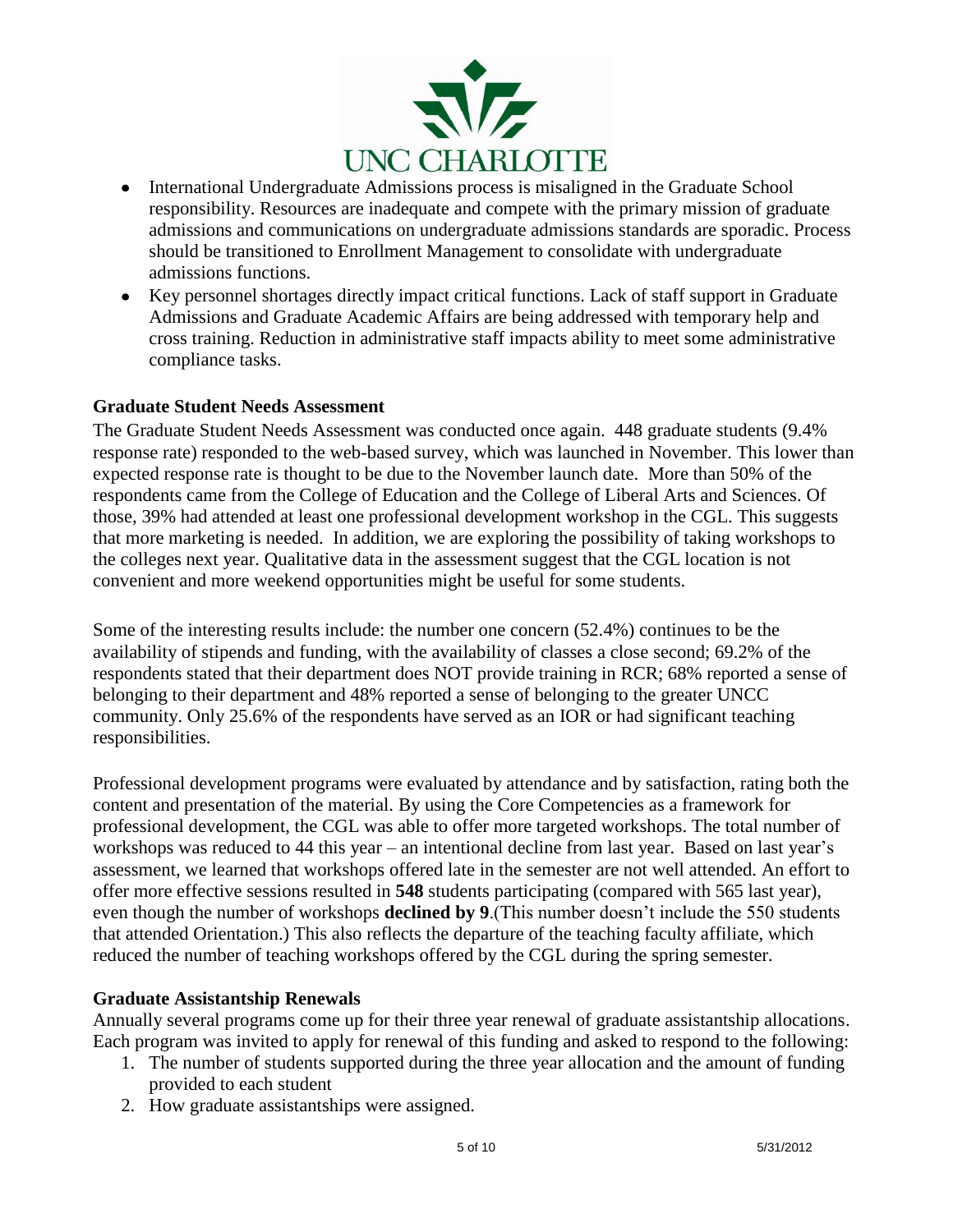- International Undergraduate Admissions process is misaligned in the Graduate School responsibility. Resources are inadequate and compete with the primary mission of graduate admissions and communications on undergraduate admissions standards are sporadic. Process should be transitioned to Enrollment Management to consolidate with undergraduate admissions functions.
- Key personnel shortages directly impact critical functions. Lack of staff support in Graduate Admissions and Graduate Academic Affairs are being addressed with temporary help and cross training. Reduction in administrative staff impacts ability to meet some administrative compliance tasks.

### Graduate Student Needs Assessment

The Graduate Student Needs Assessment was conducted once again. 448 graduate students (9.4% response rate) responded to the web-based survey, which was launched in November. This lower than expected response rate is thought to be due to the November launch date. More than 50% of the respondents came from the College of Education and the College of Liberal Arts and Sciences. Of those, 39% had attended at least one professional development workshop in the CGL. This suggests that more marketing is needed. In addition, we are exploring the possibility of taking workshops to the colleges next year. Qualitative data in the assessment suggest that the CGL location is not convenient and more weekend opportunities might be useful for some students.

Some of the interesting results include: the number one concern (52.4%) continues to be the availability of stipends and funding, with the availability of classes a close second; 69.2% of the respondents stated that their department does NOT provide training in RCR; 68% reported a sense of belonging to their department and 48% reported a sense of belonging to the greater UNCC community. Only 25.6% of the respondents have served as an IOR or had significant teaching responsibilities.

Professional development programs were evaluated by attendance and by satisfaction, rating both the content and presentation of the material. By using the Core Competencies as a framework for professional development, the CGL was able to offer more targeted workshops. The total number of workshops was reduced to 44 this year – an intentional decline from last year. Based on last year's assessment, we learned that workshops offered late in the semester are not well attended. An effort to offer more effective sessions resulted in **548** students participating (compared with 565 last year), even though the number of workshops **declined by 9**.(This number doesn't include the 550 students that attended Orientation.) This also reflects the departure of the teaching faculty affiliate, which reduced the number of teaching workshops offered by the CGL during the spring semester.

### Graduate Assistantship Renewals

Annually several programs come up for their three year renewal of graduate assistantship allocations. Each program was invited to apply for renewal of this funding and asked to respond to the following:

1. The number of students supported during the three year allocation and the amount of funding provided to each student
2. How graduate assistantships were assigned.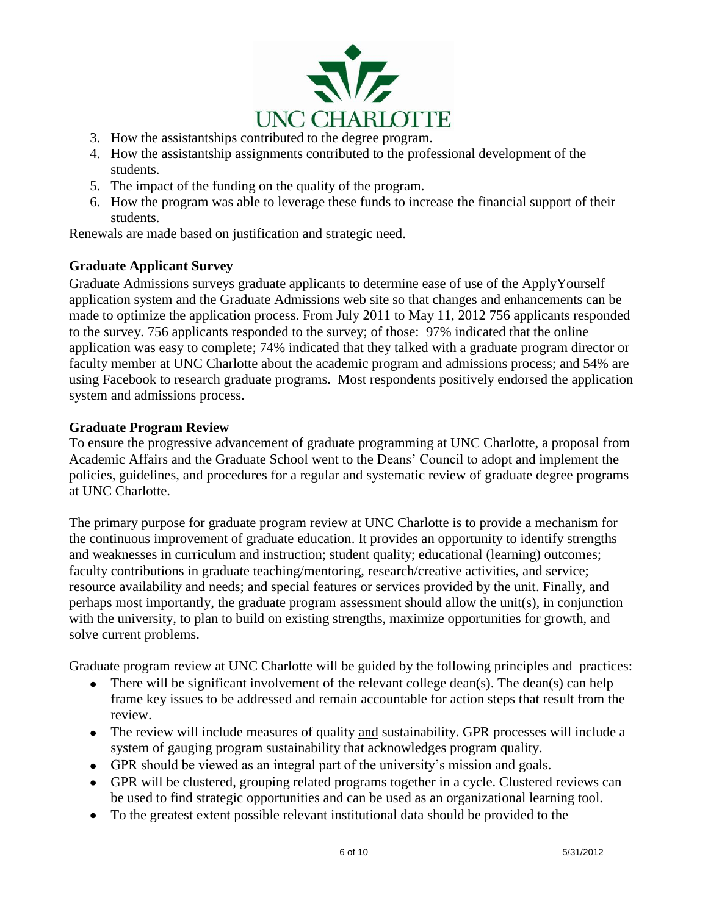3. How the assistantships contributed to the degree program.
4. How the assistantship assignments contributed to the professional development of the students.
5. The impact of the funding on the quality of the program.
6. How the program was able to leverage these funds to increase the financial support of their students.

Renewals are made based on justification and strategic need.

**Graduate Applicant Survey**

Graduate Admissions surveys graduate applicants to determine ease of use of the ApplyYourself application system and the Graduate Admissions web site so that changes and enhancements can be made to optimize the application process. From July 2011 to May 11, 2012 756 applicants responded to the survey. 756 applicants responded to the survey; of those: 97% indicated that the online application was easy to complete; 74% indicated that they talked with a graduate program director or faculty member at UNC Charlotte about the academic program and admissions process; and 54% are using Facebook to research graduate programs. Most respondents positively endorsed the application system and admissions process.

**Graduate Program Review**

To ensure the progressive advancement of graduate programming at UNC Charlotte, a proposal from Academic Affairs and the Graduate School went to the Deans' Council to adopt and implement the policies, guidelines, and procedures for a regular and systematic review of graduate degree programs at UNC Charlotte.

The primary purpose for graduate program review at UNC Charlotte is to provide a mechanism for the continuous improvement of graduate education. It provides an opportunity to identify strengths and weaknesses in curriculum and instruction; student quality; educational (learning) outcomes; faculty contributions in graduate teaching/mentoring, research/creative activities, and service; resource availability and needs; and special features or services provided by the unit. Finally, and perhaps most importantly, the graduate program assessment should allow the unit(s), in conjunction with the university, to plan to build on existing strengths, maximize opportunities for growth, and solve current problems.

Graduate program review at UNC Charlotte will be guided by the following principles and practices:

- There will be significant involvement of the relevant college dean(s). The dean(s) can help frame key issues to be addressed and remain accountable for action steps that result from the review.
- The review will include measures of quality and sustainability. GPR processes will include a system of gauging program sustainability that acknowledges program quality.
- GPR should be viewed as an integral part of the university's mission and goals.
- GPR will be clustered, grouping related programs together in a cycle. Clustered reviews can be used to find strategic opportunities and can be used as an organizational learning tool.
- To the greatest extent possible relevant institutional data should be provided to the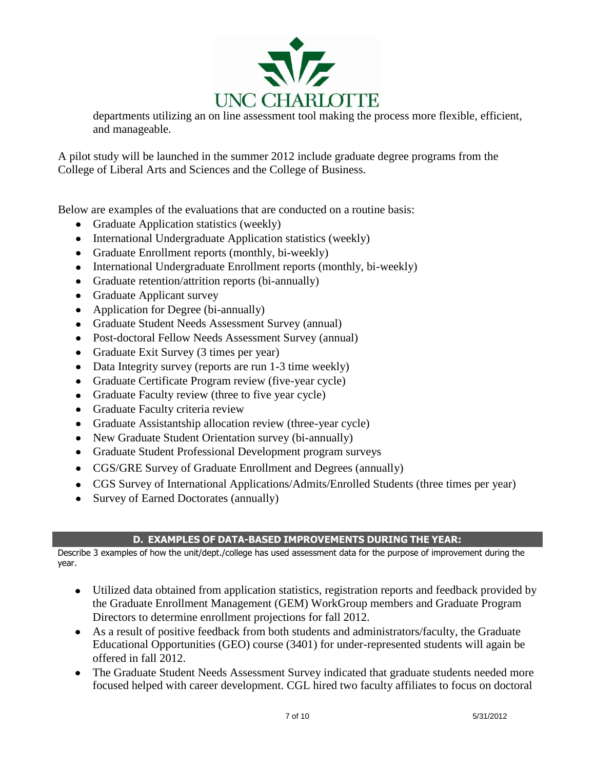departments utilizing an on line assessment tool making the process more flexible, efficient, and manageable.

A pilot study will be launched in the summer 2012 include graduate degree programs from the College of Liberal Arts and Sciences and the College of Business.

Below are examples of the evaluations that are conducted on a routine basis:

- Graduate Application statistics (weekly)
- International Undergraduate Application statistics (weekly)
- Graduate Enrollment reports (monthly, bi-weekly)
- International Undergraduate Enrollment reports (monthly, bi-weekly)
- Graduate retention/attrition reports (bi-annually)
- Graduate Applicant survey
- Application for Degree (bi-annually)
- Graduate Student Needs Assessment Survey (annual)
- Post-doctoral Fellow Needs Assessment Survey (annual)
- Graduate Exit Survey (3 times per year)
- Data Integrity survey (reports are run 1-3 time weekly)
- Graduate Certificate Program review (five-year cycle)
- Graduate Faculty review (three to five year cycle)
- Graduate Faculty criteria review
- Graduate Assistantship allocation review (three-year cycle)
- New Graduate Student Orientation survey (bi-annually)
- Graduate Student Professional Development program surveys
- CGS/GRE Survey of Graduate Enrollment and Degrees (annually)
- CGS Survey of International Applications/Admits/Enrolled Students (three times per year)
- Survey of Earned Doctorates (annually)

## D. EXAMPLES OF DATA-BASED IMPROVEMENTS DURING THE YEAR:

Describe 3 examples of how the unit/dept./college has used assessment data for the purpose of improvement during the year.

- Utilized data obtained from application statistics, registration reports and feedback provided by the Graduate Enrollment Management (GEM) WorkGroup members and Graduate Program Directors to determine enrollment projections for fall 2012.
- As a result of positive feedback from both students and administrators/faculty, the Graduate Educational Opportunities (GEO) course (3401) for under-represented students will again be offered in fall 2012.
- The Graduate Student Needs Assessment Survey indicated that graduate students needed more focused helped with career development. CGL hired two faculty affiliates to focus on doctoral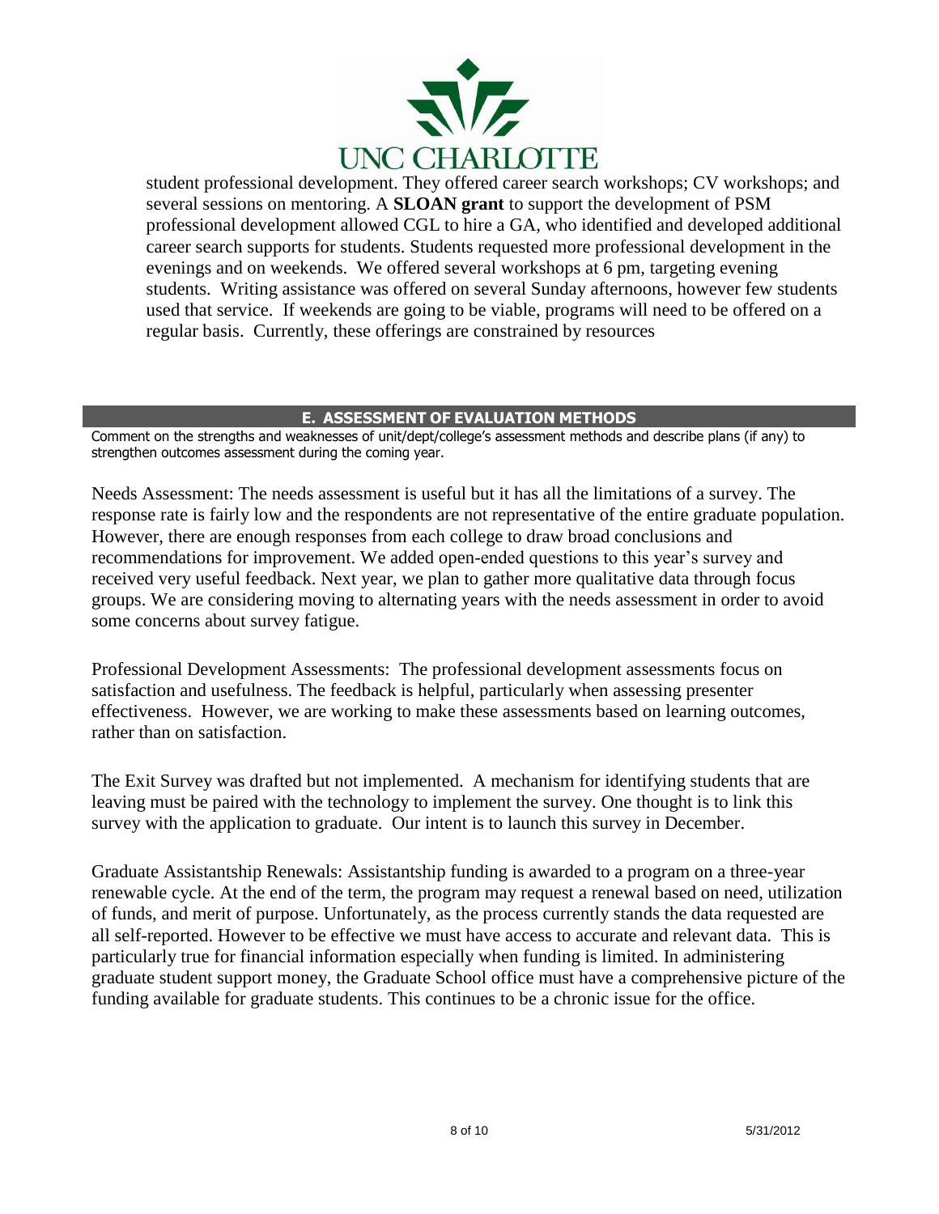student professional development. They offered career search workshops; CV workshops; and several sessions on mentoring. A **SLOAN grant** to support the development of PSM professional development allowed CGL to hire a GA, who identified and developed additional career search supports for students. Students requested more professional development in the evenings and on weekends. We offered several workshops at 6 pm, targeting evening students. Writing assistance was offered on several Sunday afternoons, however few students used that service. If weekends are going to be viable, programs will need to be offered on a regular basis. Currently, these offerings are constrained by resources

## E. ASSESSMENT OF EVALUATION METHODS

Comment on the strengths and weaknesses of unit/dept/college's assessment methods and describe plans (if any) to strengthen outcomes assessment during the coming year.

Needs Assessment: The needs assessment is useful but it has all the limitations of a survey. The response rate is fairly low and the respondents are not representative of the entire graduate population. However, there are enough responses from each college to draw broad conclusions and recommendations for improvement. We added open-ended questions to this year's survey and received very useful feedback. Next year, we plan to gather more qualitative data through focus groups. We are considering moving to alternating years with the needs assessment in order to avoid some concerns about survey fatigue.

Professional Development Assessments: The professional development assessments focus on satisfaction and usefulness. The feedback is helpful, particularly when assessing presenter effectiveness. However, we are working to make these assessments based on learning outcomes, rather than on satisfaction.

The Exit Survey was drafted but not implemented. A mechanism for identifying students that are leaving must be paired with the technology to implement the survey. One thought is to link this survey with the application to graduate. Our intent is to launch this survey in December.

Graduate Assistantship Renewals: Assistantship funding is awarded to a program on a three-year renewable cycle. At the end of the term, the program may request a renewal based on need, utilization of funds, and merit of purpose. Unfortunately, as the process currently stands the data requested are all self-reported. However to be effective we must have access to accurate and relevant data. This is particularly true for financial information especially when funding is limited. In administering graduate student support money, the Graduate School office must have a comprehensive picture of the funding available for graduate students. This continues to be a chronic issue for the office.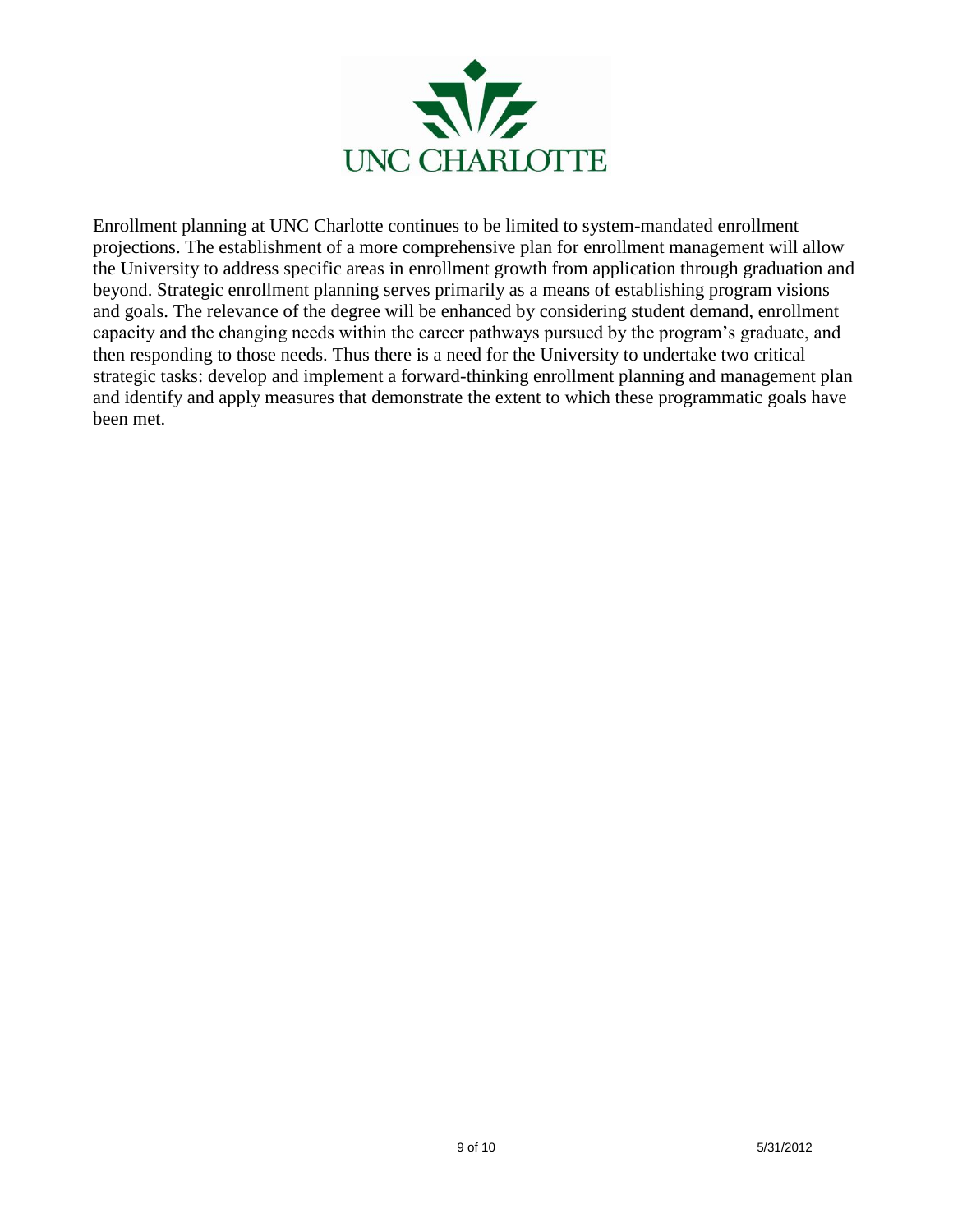Enrollment planning at UNC Charlotte continues to be limited to system-mandated enrollment projections. The establishment of a more comprehensive plan for enrollment management will allow the University to address specific areas in enrollment growth from application through graduation and beyond. Strategic enrollment planning serves primarily as a means of establishing program visions and goals. The relevance of the degree will be enhanced by considering student demand, enrollment capacity and the changing needs within the career pathways pursued by the program's graduate, and then responding to those needs. Thus there is a need for the University to undertake two critical strategic tasks: develop and implement a forward-thinking enrollment planning and management plan and identify and apply measures that demonstrate the extent to which these programmatic goals have been met.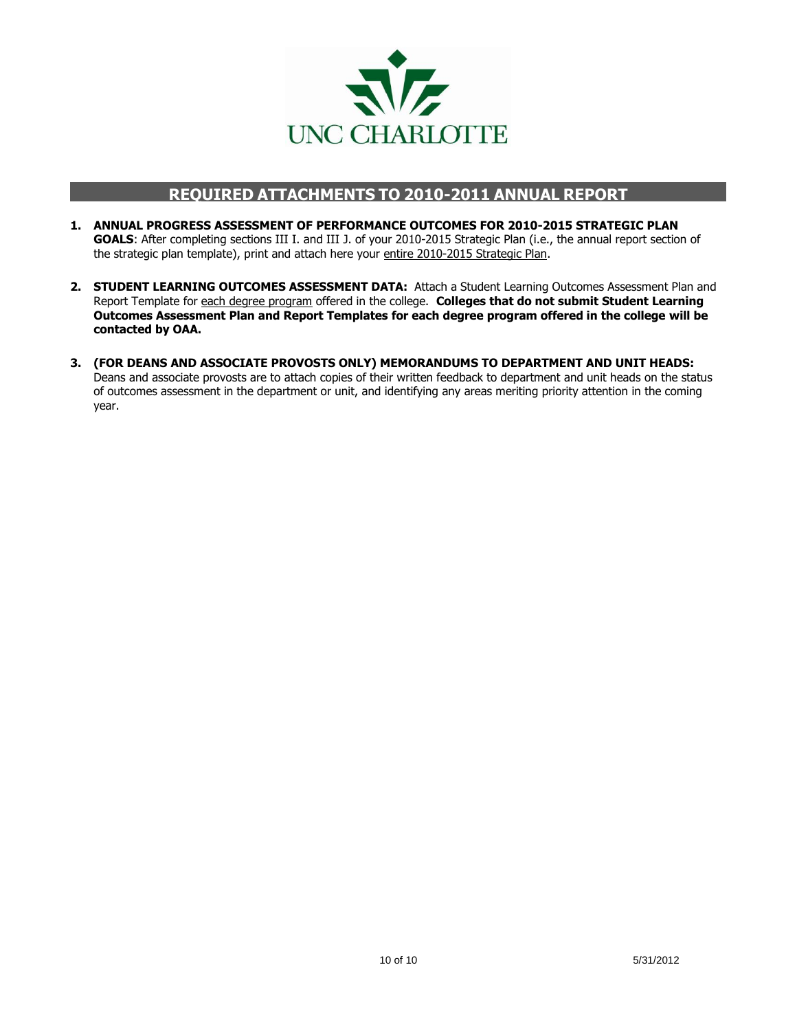UNC CHARLOTTE

## REQUIRED ATTACHMENTS TO 2010-2011 ANNUAL REPORT

1. **ANNUAL PROGRESS ASSESSMENT OF PERFORMANCE OUTCOMES FOR 2010-2015 STRATEGIC PLAN GOALS**: After completing sections III I. and III J. of your 2010-2015 Strategic Plan (i.e., the annual report section of the strategic plan template), print and attach here your entire 2010-2015 Strategic Plan.

2. **STUDENT LEARNING OUTCOMES ASSESSMENT DATA:** Attach a Student Learning Outcomes Assessment Plan and Report Template for each degree program offered in the college. **Colleges that do not submit Student Learning Outcomes Assessment Plan and Report Templates for each degree program offered in the college will be contacted by OAA.**

3. **(FOR DEANS AND ASSOCIATE PROVOSTS ONLY) MEMORANDUMS TO DEPARTMENT AND UNIT HEADS:** Deans and associate provosts are to attach copies of their written feedback to department and unit heads on the status of outcomes assessment in the department or unit, and identifying any areas meriting priority attention in the coming year.